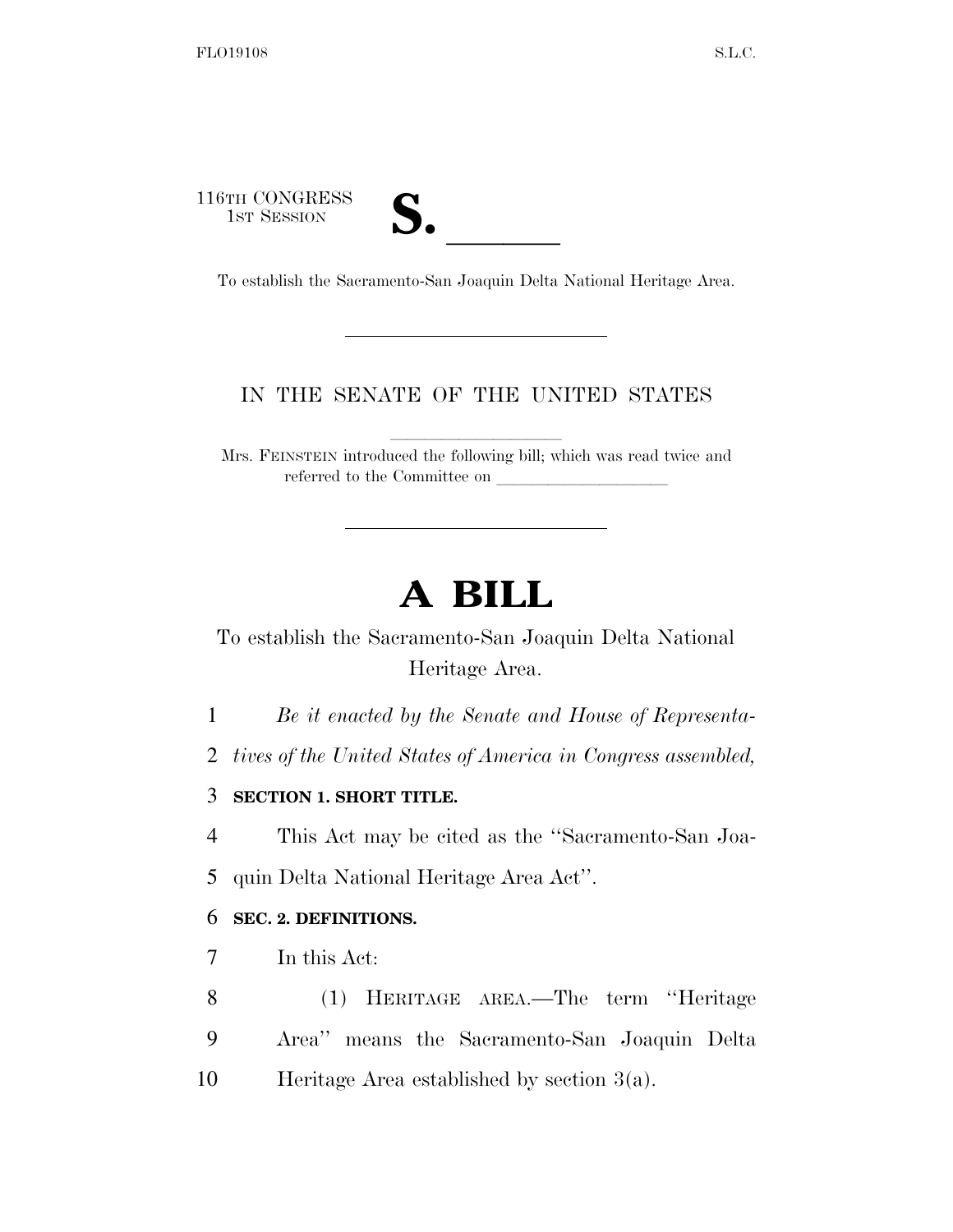116TH CONGRESS
1ST SESSION

**S. \_\_\_\_\_\_**

To establish the Sacramento-San Joaquin Delta National Heritage Area.

IN THE SENATE OF THE UNITED STATES

Mrs. FEINSTEIN introduced the following bill; which was read twice and referred to the Committee on \_\_\_\_\_\_\_\_\_\_\_\_\_\_\_\_\_\_\_\_

# A BILL

To establish the Sacramento-San Joaquin Delta National Heritage Area.

1 *Be it enacted by the Senate and House of Representa-*
2 *tives of the United States of America in Congress assembled,*

3 **SECTION 1. SHORT TITLE.**

4 This Act may be cited as the ''Sacramento-San Joa-
5 quin Delta National Heritage Area Act''.

6 **SEC. 2. DEFINITIONS.**

7 In this Act:

8 (1) HERITAGE AREA.—The term ''Heritage
9 Area'' means the Sacramento-San Joaquin Delta
10 Heritage Area established by section 3(a).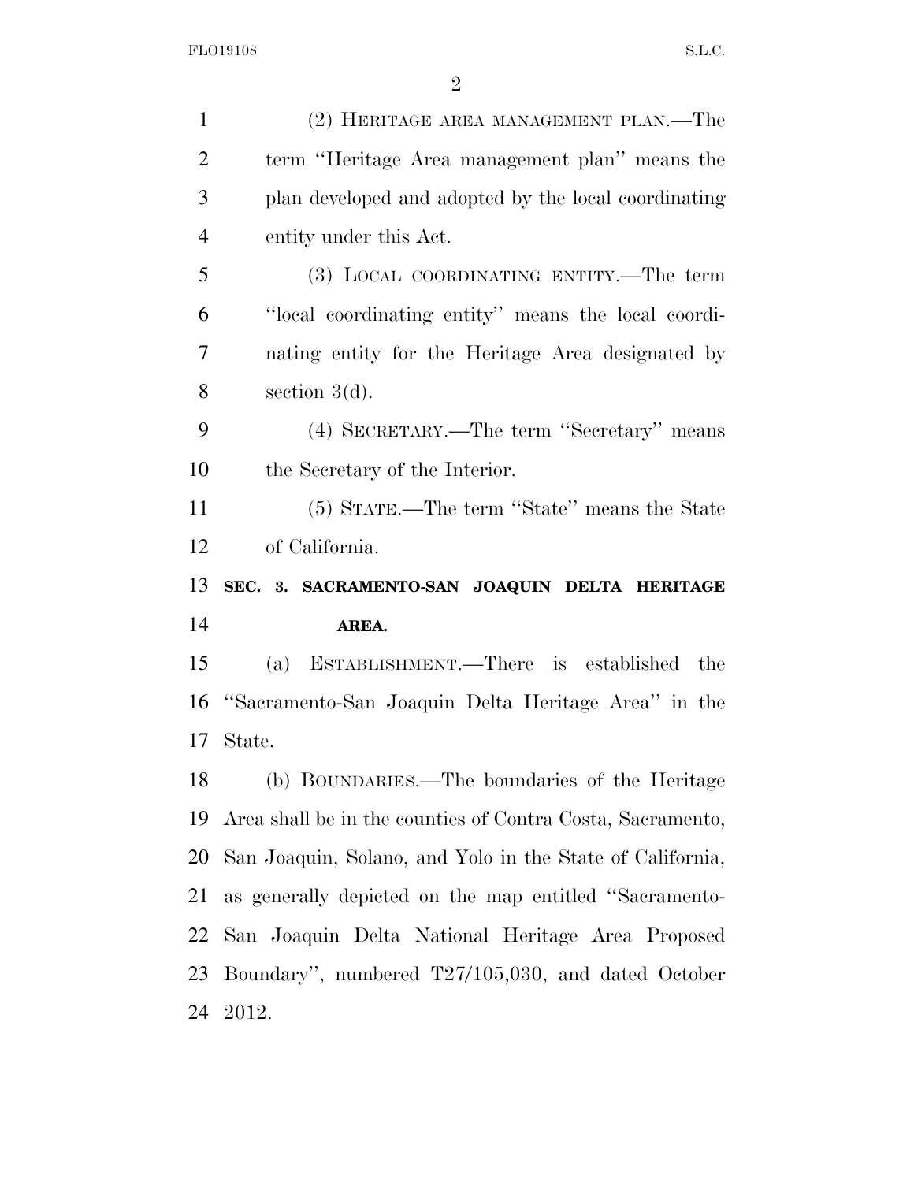(2) HERITAGE AREA MANAGEMENT PLAN.—The term "Heritage Area management plan" means the plan developed and adopted by the local coordinating entity under this Act.

(3) LOCAL COORDINATING ENTITY.—The term "local coordinating entity" means the local coordinating entity for the Heritage Area designated by section 3(d).

(4) SECRETARY.—The term "Secretary" means the Secretary of the Interior.

(5) STATE.—The term "State" means the State of California.

## SEC. 3. SACRAMENTO-SAN JOAQUIN DELTA HERITAGE AREA.

(a) ESTABLISHMENT.—There is established the "Sacramento-San Joaquin Delta Heritage Area" in the State.

(b) BOUNDARIES.—The boundaries of the Heritage Area shall be in the counties of Contra Costa, Sacramento, San Joaquin, Solano, and Yolo in the State of California, as generally depicted on the map entitled "Sacramento-San Joaquin Delta National Heritage Area Proposed Boundary", numbered T27/105,030, and dated October 2012.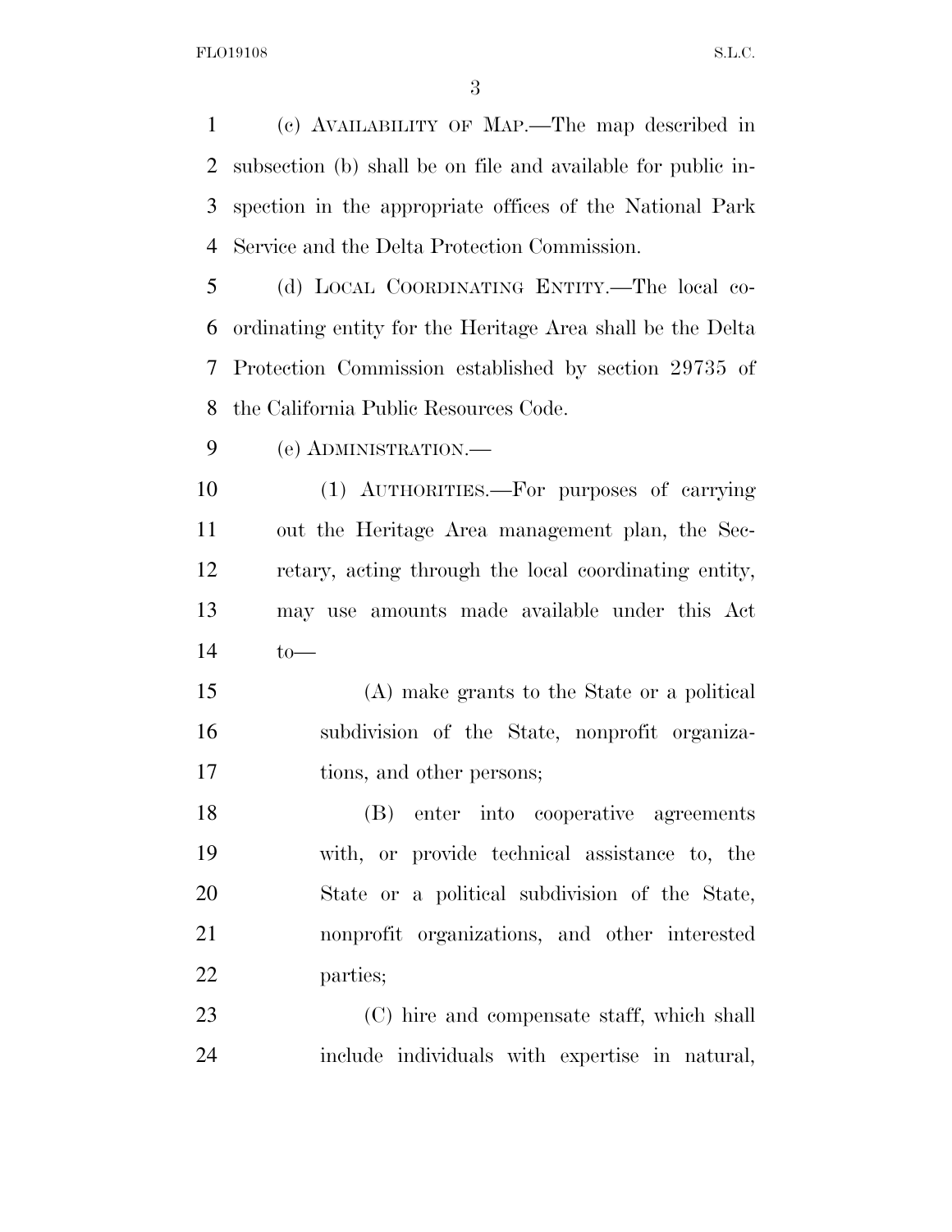(c) AVAILABILITY OF MAP.—The map described in subsection (b) shall be on file and available for public inspection in the appropriate offices of the National Park Service and the Delta Protection Commission.

(d) LOCAL COORDINATING ENTITY.—The local coordinating entity for the Heritage Area shall be the Delta Protection Commission established by section 29735 of the California Public Resources Code.

(e) ADMINISTRATION.—

(1) AUTHORITIES.—For purposes of carrying out the Heritage Area management plan, the Secretary, acting through the local coordinating entity, may use amounts made available under this Act to—

(A) make grants to the State or a political subdivision of the State, nonprofit organizations, and other persons;

(B) enter into cooperative agreements with, or provide technical assistance to, the State or a political subdivision of the State, nonprofit organizations, and other interested parties;

(C) hire and compensate staff, which shall include individuals with expertise in natural,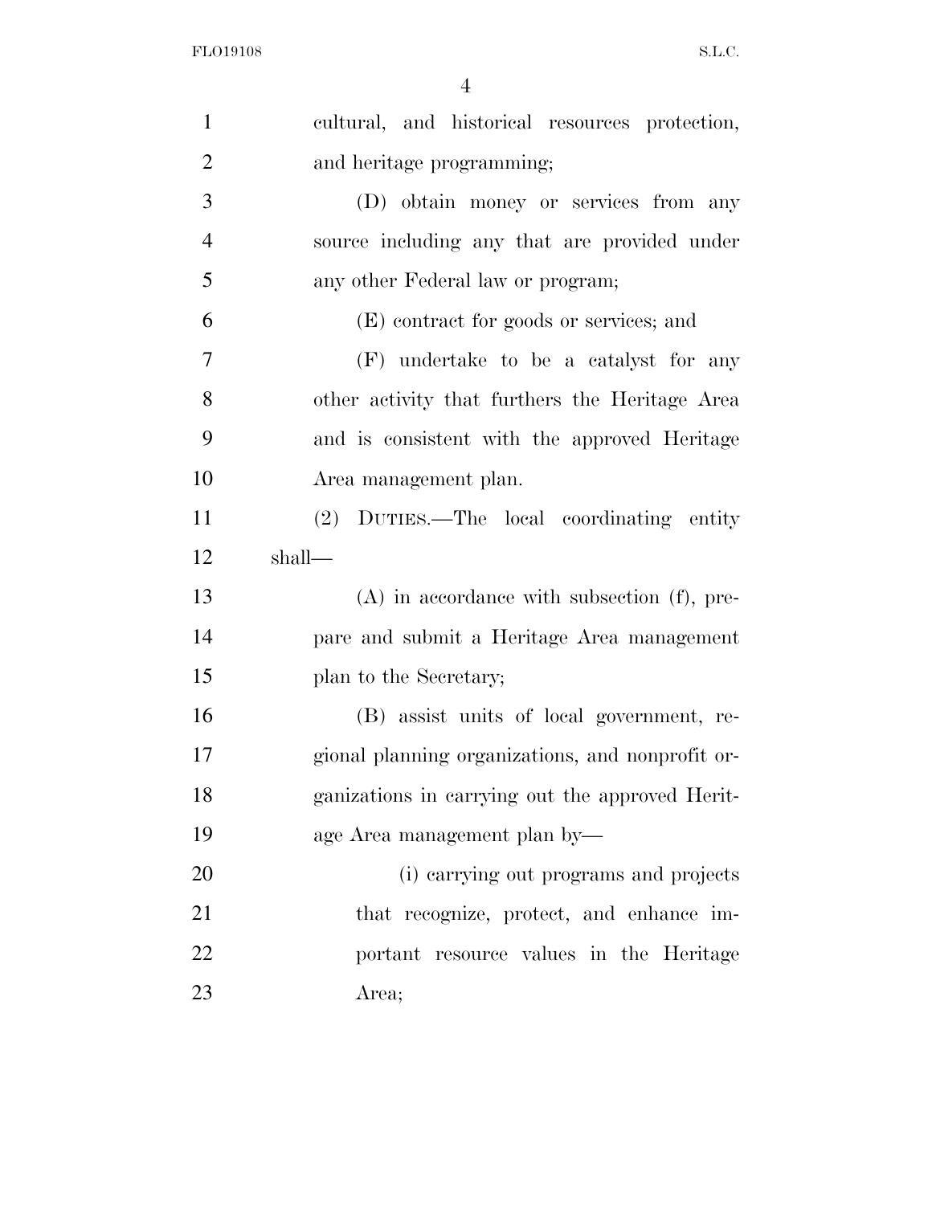cultural, and historical resources protection, and heritage programming;

(D) obtain money or services from any source including any that are provided under any other Federal law or program;

(E) contract for goods or services; and

(F) undertake to be a catalyst for any other activity that furthers the Heritage Area and is consistent with the approved Heritage Area management plan.

(2) DUTIES.—The local coordinating entity shall—

(A) in accordance with subsection (f), prepare and submit a Heritage Area management plan to the Secretary;

(B) assist units of local government, regional planning organizations, and nonprofit organizations in carrying out the approved Heritage Area management plan by—

(i) carrying out programs and projects that recognize, protect, and enhance important resource values in the Heritage Area;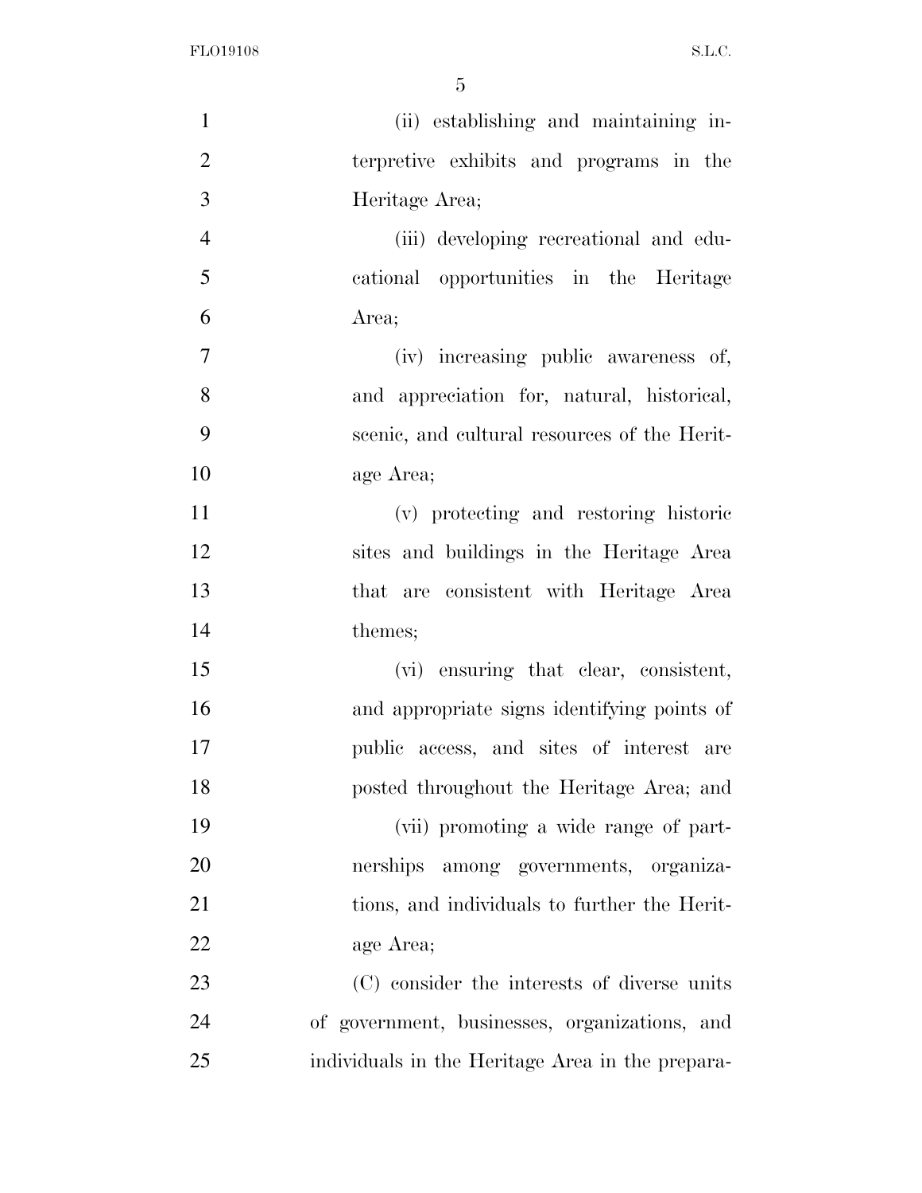(ii) establishing and maintaining interpretive exhibits and programs in the Heritage Area;

(iii) developing recreational and educational opportunities in the Heritage Area;

(iv) increasing public awareness of, and appreciation for, natural, historical, scenic, and cultural resources of the Heritage Area;

(v) protecting and restoring historic sites and buildings in the Heritage Area that are consistent with Heritage Area themes;

(vi) ensuring that clear, consistent, and appropriate signs identifying points of public access, and sites of interest are posted throughout the Heritage Area; and

(vii) promoting a wide range of partnerships among governments, organizations, and individuals to further the Heritage Area;

(C) consider the interests of diverse units of government, businesses, organizations, and individuals in the Heritage Area in the prepara-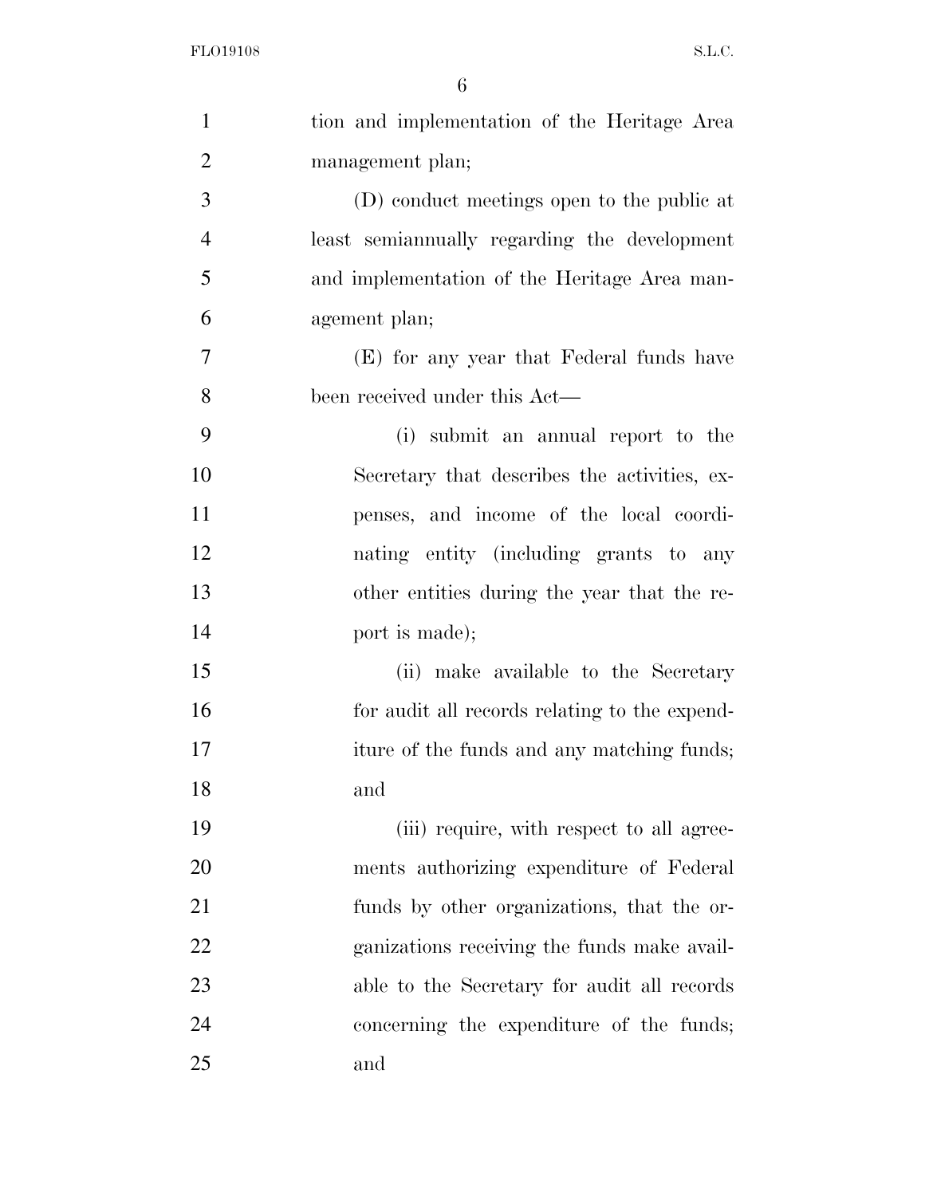tion and implementation of the Heritage Area management plan;

(D) conduct meetings open to the public at least semiannually regarding the development and implementation of the Heritage Area management plan;

(E) for any year that Federal funds have been received under this Act—

(i) submit an annual report to the Secretary that describes the activities, expenses, and income of the local coordinating entity (including grants to any other entities during the year that the report is made);

(ii) make available to the Secretary for audit all records relating to the expenditure of the funds and any matching funds; and

(iii) require, with respect to all agreements authorizing expenditure of Federal funds by other organizations, that the organizations receiving the funds make available to the Secretary for audit all records concerning the expenditure of the funds; and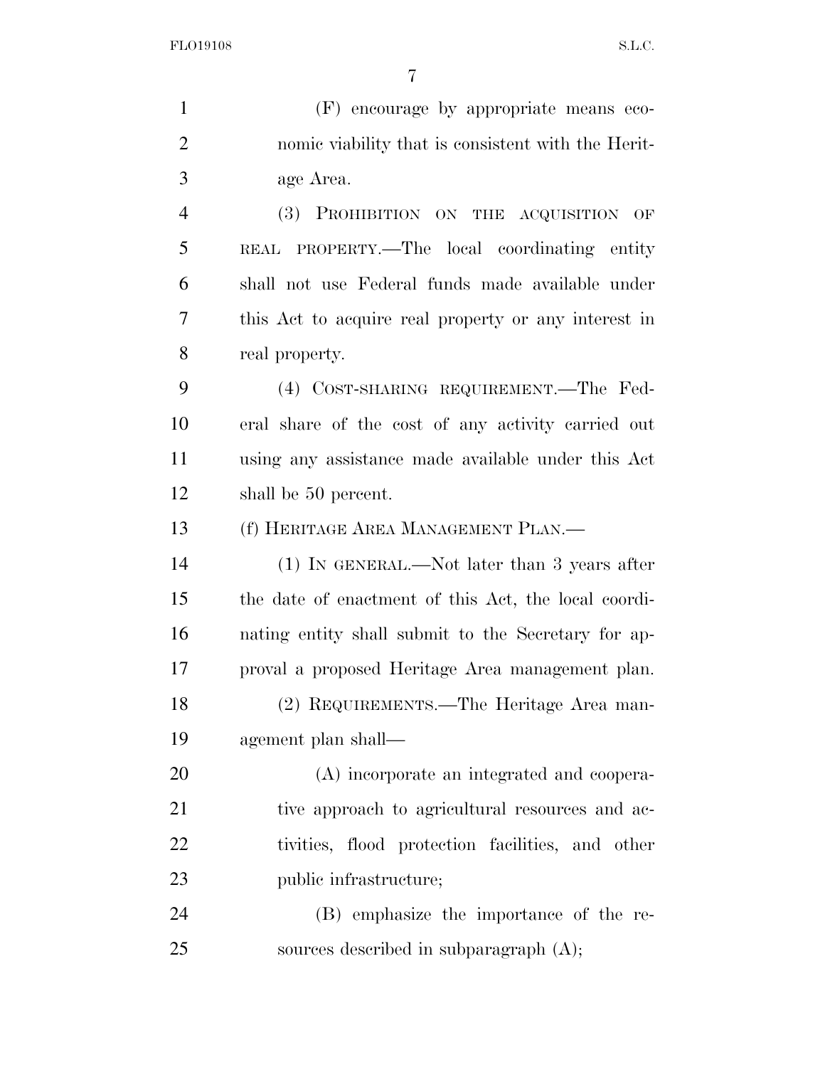(F) encourage by appropriate means economic viability that is consistent with the Heritage Area.

(3) PROHIBITION ON THE ACQUISITION OF REAL PROPERTY.—The local coordinating entity shall not use Federal funds made available under this Act to acquire real property or any interest in real property.

(4) COST-SHARING REQUIREMENT.—The Federal share of the cost of any activity carried out using any assistance made available under this Act shall be 50 percent.

(f) HERITAGE AREA MANAGEMENT PLAN.—

(1) IN GENERAL.—Not later than 3 years after the date of enactment of this Act, the local coordinating entity shall submit to the Secretary for approval a proposed Heritage Area management plan.

(2) REQUIREMENTS.—The Heritage Area management plan shall—

(A) incorporate an integrated and cooperative approach to agricultural resources and activities, flood protection facilities, and other public infrastructure;

(B) emphasize the importance of the resources described in subparagraph (A);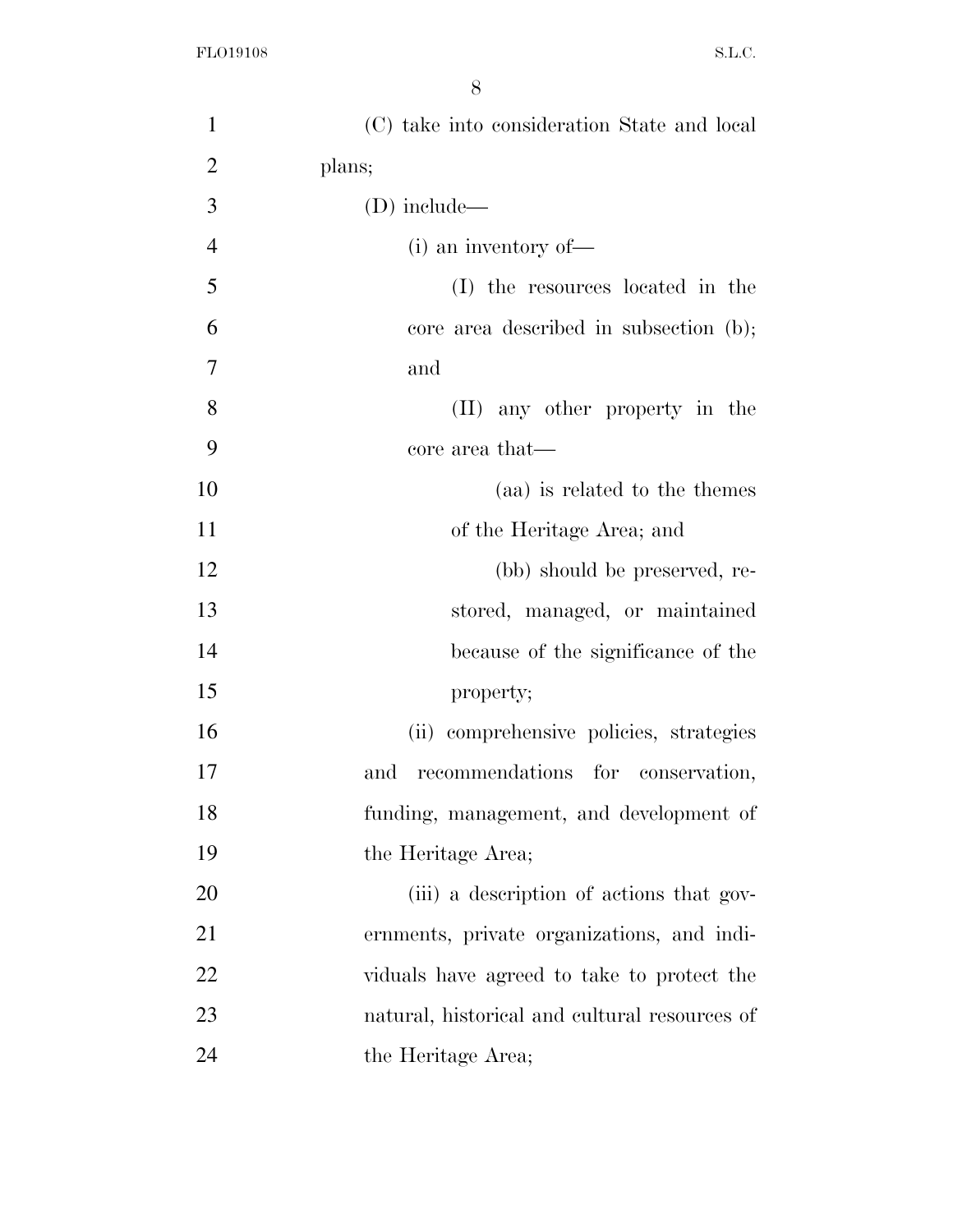(C) take into consideration State and local plans;

(D) include—

(i) an inventory of—

(I) the resources located in the core area described in subsection (b); and

(II) any other property in the core area that—

(aa) is related to the themes of the Heritage Area; and

(bb) should be preserved, restored, managed, or maintained because of the significance of the property;

(ii) comprehensive policies, strategies and recommendations for conservation, funding, management, and development of the Heritage Area;

(iii) a description of actions that governments, private organizations, and individuals have agreed to take to protect the natural, historical and cultural resources of the Heritage Area;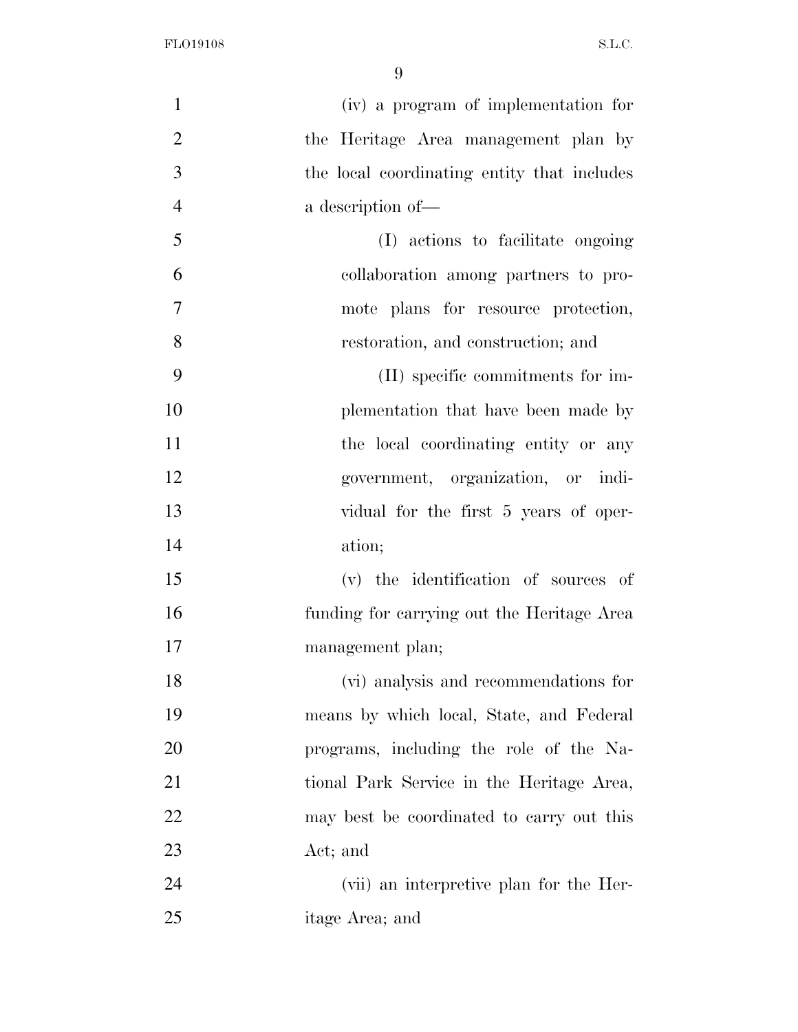(iv) a program of implementation for the Heritage Area management plan by the local coordinating entity that includes a description of—

(I) actions to facilitate ongoing collaboration among partners to promote plans for resource protection, restoration, and construction; and

(II) specific commitments for implementation that have been made by the local coordinating entity or any government, organization, or individual for the first 5 years of operation;

(v) the identification of sources of funding for carrying out the Heritage Area management plan;

(vi) analysis and recommendations for means by which local, State, and Federal programs, including the role of the National Park Service in the Heritage Area, may best be coordinated to carry out this Act; and

(vii) an interpretive plan for the Heritage Area; and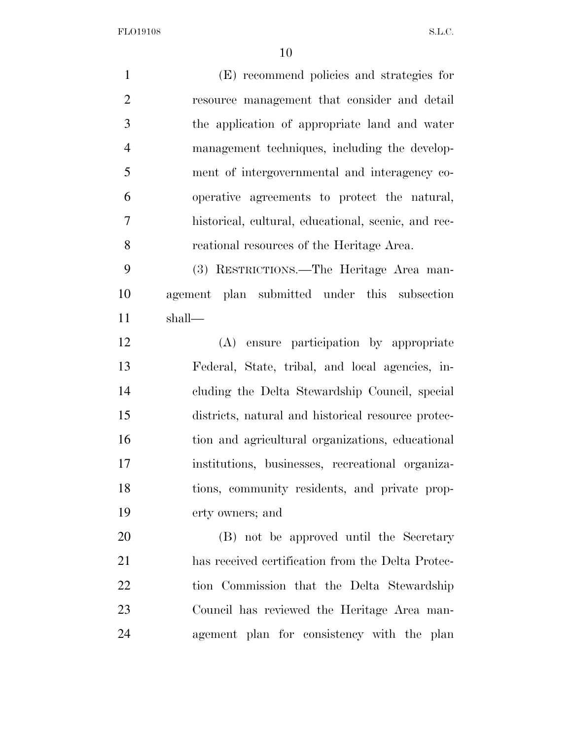(E) recommend policies and strategies for resource management that consider and detail the application of appropriate land and water management techniques, including the development of intergovernmental and interagency cooperative agreements to protect the natural, historical, cultural, educational, scenic, and recreational resources of the Heritage Area.

(3) RESTRICTIONS.—The Heritage Area management plan submitted under this subsection shall—

(A) ensure participation by appropriate Federal, State, tribal, and local agencies, including the Delta Stewardship Council, special districts, natural and historical resource protection and agricultural organizations, educational institutions, businesses, recreational organizations, community residents, and private property owners; and

(B) not be approved until the Secretary has received certification from the Delta Protection Commission that the Delta Stewardship Council has reviewed the Heritage Area management plan for consistency with the plan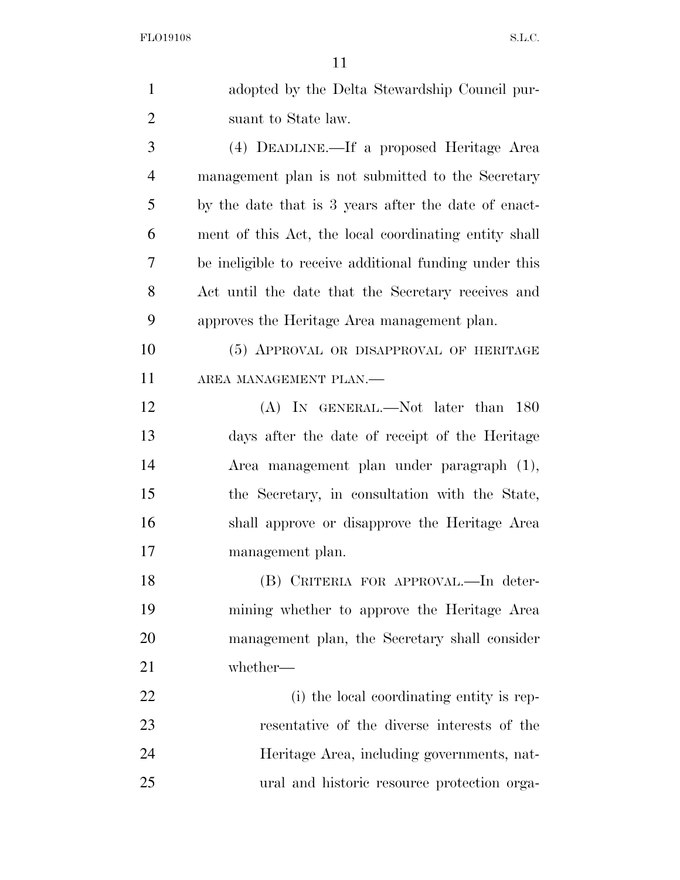adopted by the Delta Stewardship Council pursuant to State law.

(4) DEADLINE.—If a proposed Heritage Area management plan is not submitted to the Secretary by the date that is 3 years after the date of enactment of this Act, the local coordinating entity shall be ineligible to receive additional funding under this Act until the date that the Secretary receives and approves the Heritage Area management plan.

(5) APPROVAL OR DISAPPROVAL OF HERITAGE AREA MANAGEMENT PLAN.—

(A) IN GENERAL.—Not later than 180 days after the date of receipt of the Heritage Area management plan under paragraph (1), the Secretary, in consultation with the State, shall approve or disapprove the Heritage Area management plan.

(B) CRITERIA FOR APPROVAL.—In determining whether to approve the Heritage Area management plan, the Secretary shall consider whether—

(i) the local coordinating entity is representative of the diverse interests of the Heritage Area, including governments, natural and historic resource protection orga-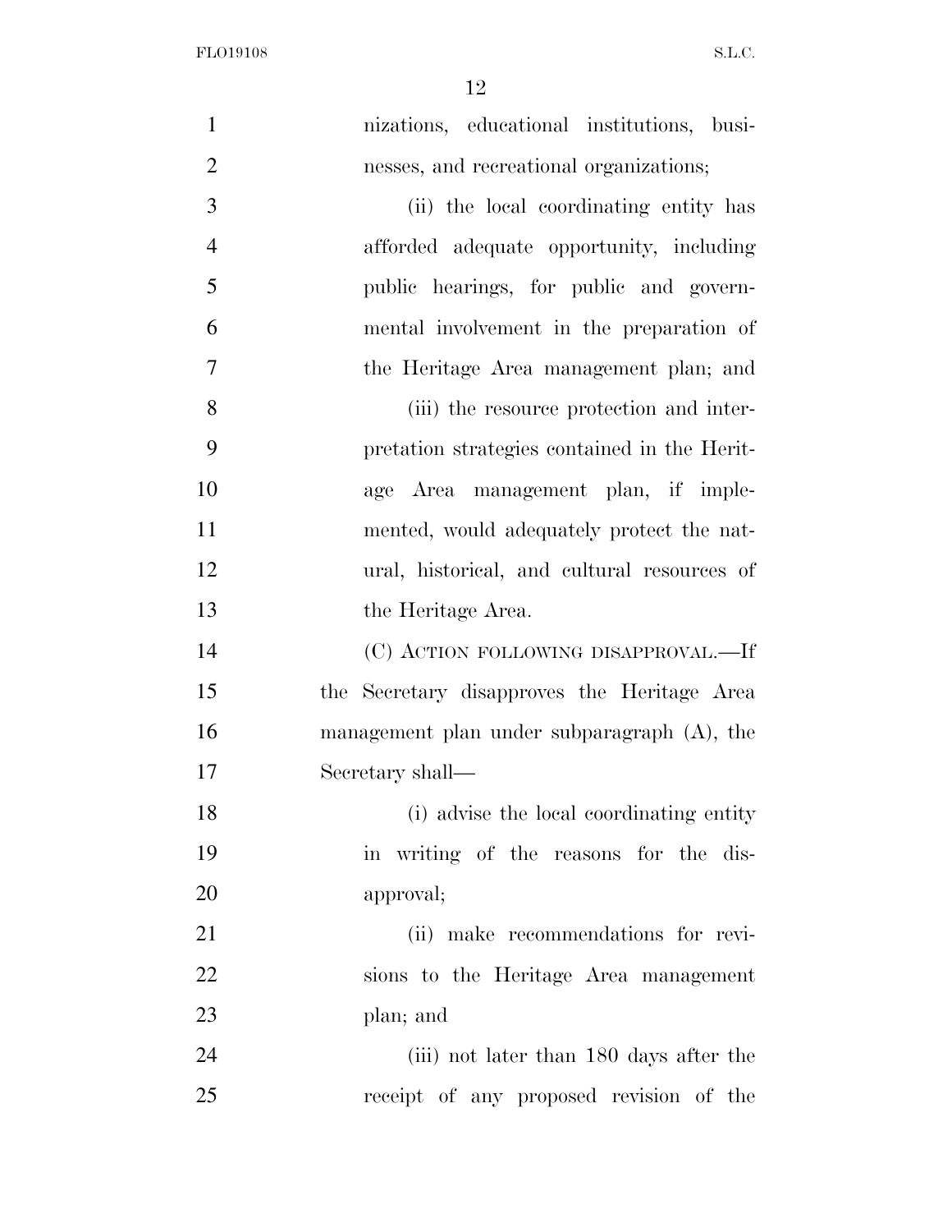nizations, educational institutions, businesses, and recreational organizations;

(ii) the local coordinating entity has afforded adequate opportunity, including public hearings, for public and governmental involvement in the preparation of the Heritage Area management plan; and

(iii) the resource protection and interpretation strategies contained in the Heritage Area management plan, if implemented, would adequately protect the natural, historical, and cultural resources of the Heritage Area.

(C) ACTION FOLLOWING DISAPPROVAL.—If the Secretary disapproves the Heritage Area management plan under subparagraph (A), the Secretary shall—

(i) advise the local coordinating entity in writing of the reasons for the disapproval;

(ii) make recommendations for revisions to the Heritage Area management plan; and

(iii) not later than 180 days after the receipt of any proposed revision of the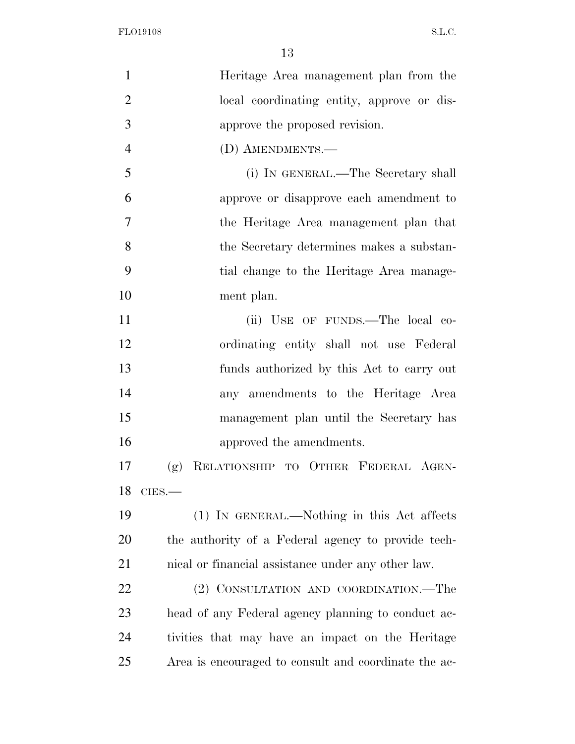Heritage Area management plan from the local coordinating entity, approve or disapprove the proposed revision.

(D) AMENDMENTS.—

(i) IN GENERAL.—The Secretary shall approve or disapprove each amendment to the Heritage Area management plan that the Secretary determines makes a substantial change to the Heritage Area management plan.

(ii) USE OF FUNDS.—The local coordinating entity shall not use Federal funds authorized by this Act to carry out any amendments to the Heritage Area management plan until the Secretary has approved the amendments.

(g) RELATIONSHIP TO OTHER FEDERAL AGENCIES.—

(1) IN GENERAL.—Nothing in this Act affects the authority of a Federal agency to provide technical or financial assistance under any other law.

(2) CONSULTATION AND COORDINATION.—The head of any Federal agency planning to conduct activities that may have an impact on the Heritage Area is encouraged to consult and coordinate the ac-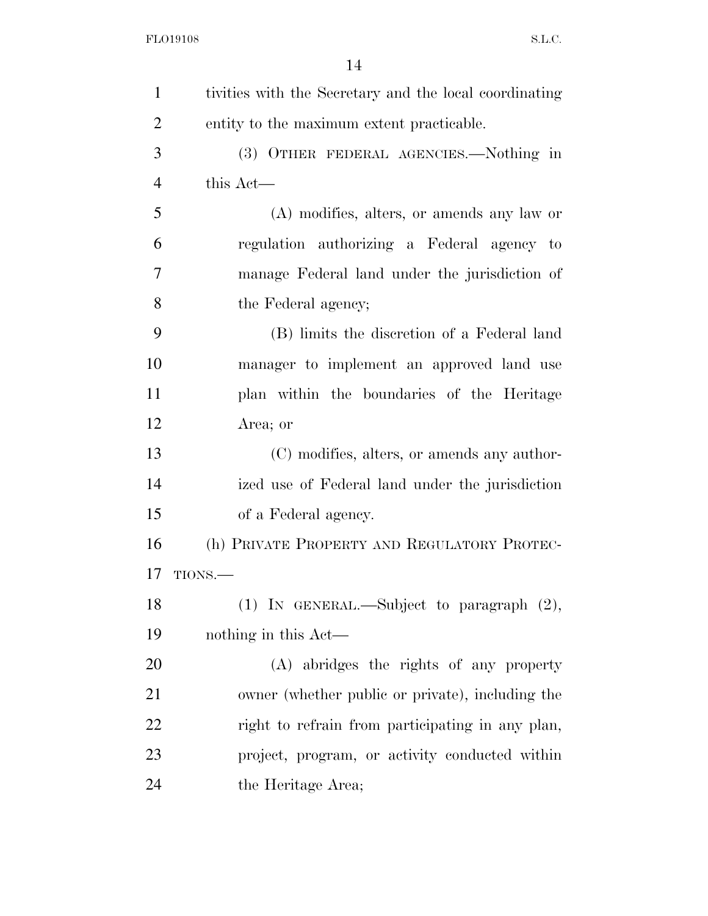tivities with the Secretary and the local coordinating entity to the maximum extent practicable.

(3) OTHER FEDERAL AGENCIES.—Nothing in this Act—

(A) modifies, alters, or amends any law or regulation authorizing a Federal agency to manage Federal land under the jurisdiction of the Federal agency;

(B) limits the discretion of a Federal land manager to implement an approved land use plan within the boundaries of the Heritage Area; or

(C) modifies, alters, or amends any authorized use of Federal land under the jurisdiction of a Federal agency.

(h) PRIVATE PROPERTY AND REGULATORY PROTECTIONS.—

(1) IN GENERAL.—Subject to paragraph (2), nothing in this Act—

(A) abridges the rights of any property owner (whether public or private), including the right to refrain from participating in any plan, project, program, or activity conducted within the Heritage Area;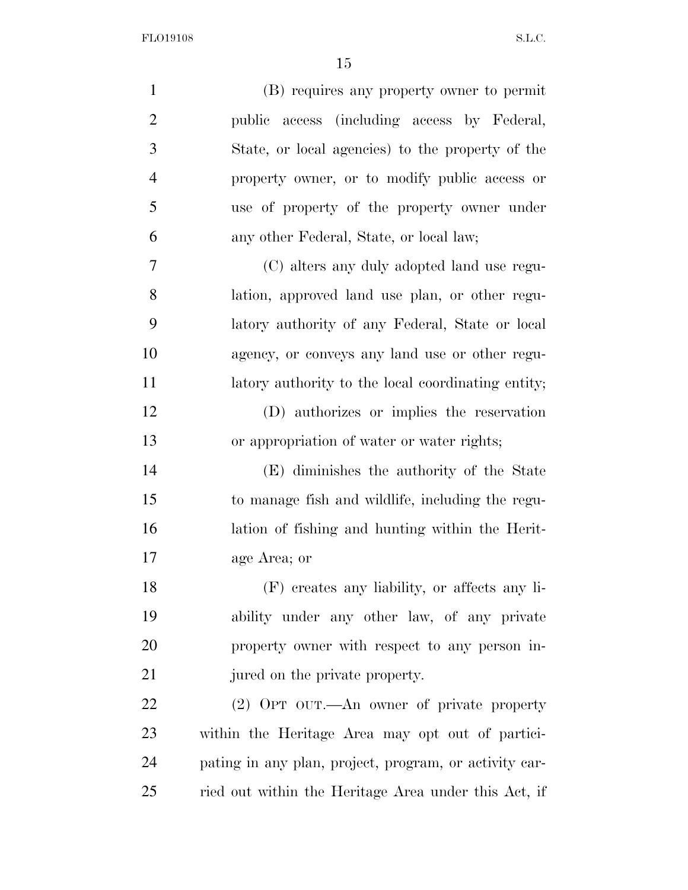(B) requires any property owner to permit public access (including access by Federal, State, or local agencies) to the property of the property owner, or to modify public access or use of property of the property owner under any other Federal, State, or local law;

(C) alters any duly adopted land use regulation, approved land use plan, or other regulatory authority of any Federal, State or local agency, or conveys any land use or other regulatory authority to the local coordinating entity;

(D) authorizes or implies the reservation or appropriation of water or water rights;

(E) diminishes the authority of the State to manage fish and wildlife, including the regulation of fishing and hunting within the Heritage Area; or

(F) creates any liability, or affects any liability under any other law, of any private property owner with respect to any person injured on the private property.

(2) OPT OUT.—An owner of private property within the Heritage Area may opt out of participating in any plan, project, program, or activity carried out within the Heritage Area under this Act, if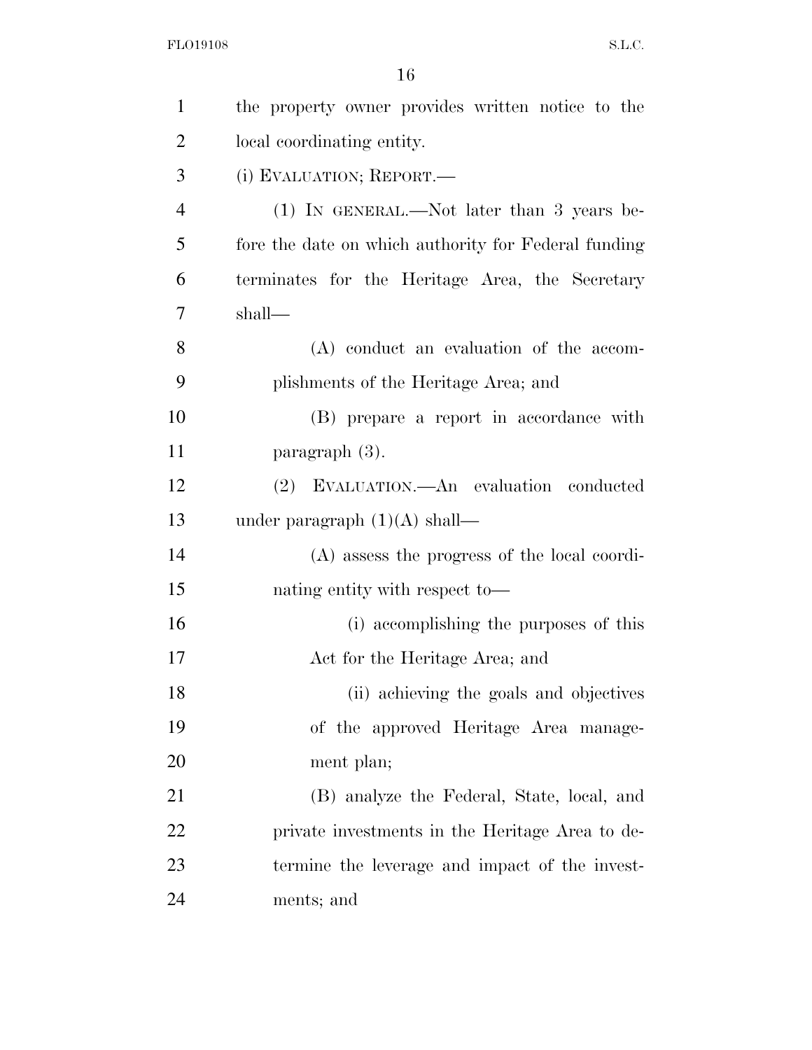the property owner provides written notice to the local coordinating entity.

(i) EVALUATION; REPORT.—

(1) IN GENERAL.—Not later than 3 years before the date on which authority for Federal funding terminates for the Heritage Area, the Secretary shall—

(A) conduct an evaluation of the accomplishments of the Heritage Area; and

(B) prepare a report in accordance with paragraph (3).

(2) EVALUATION.—An evaluation conducted under paragraph (1)(A) shall—

(A) assess the progress of the local coordinating entity with respect to—

(i) accomplishing the purposes of this Act for the Heritage Area; and

(ii) achieving the goals and objectives of the approved Heritage Area management plan;

(B) analyze the Federal, State, local, and private investments in the Heritage Area to determine the leverage and impact of the investments; and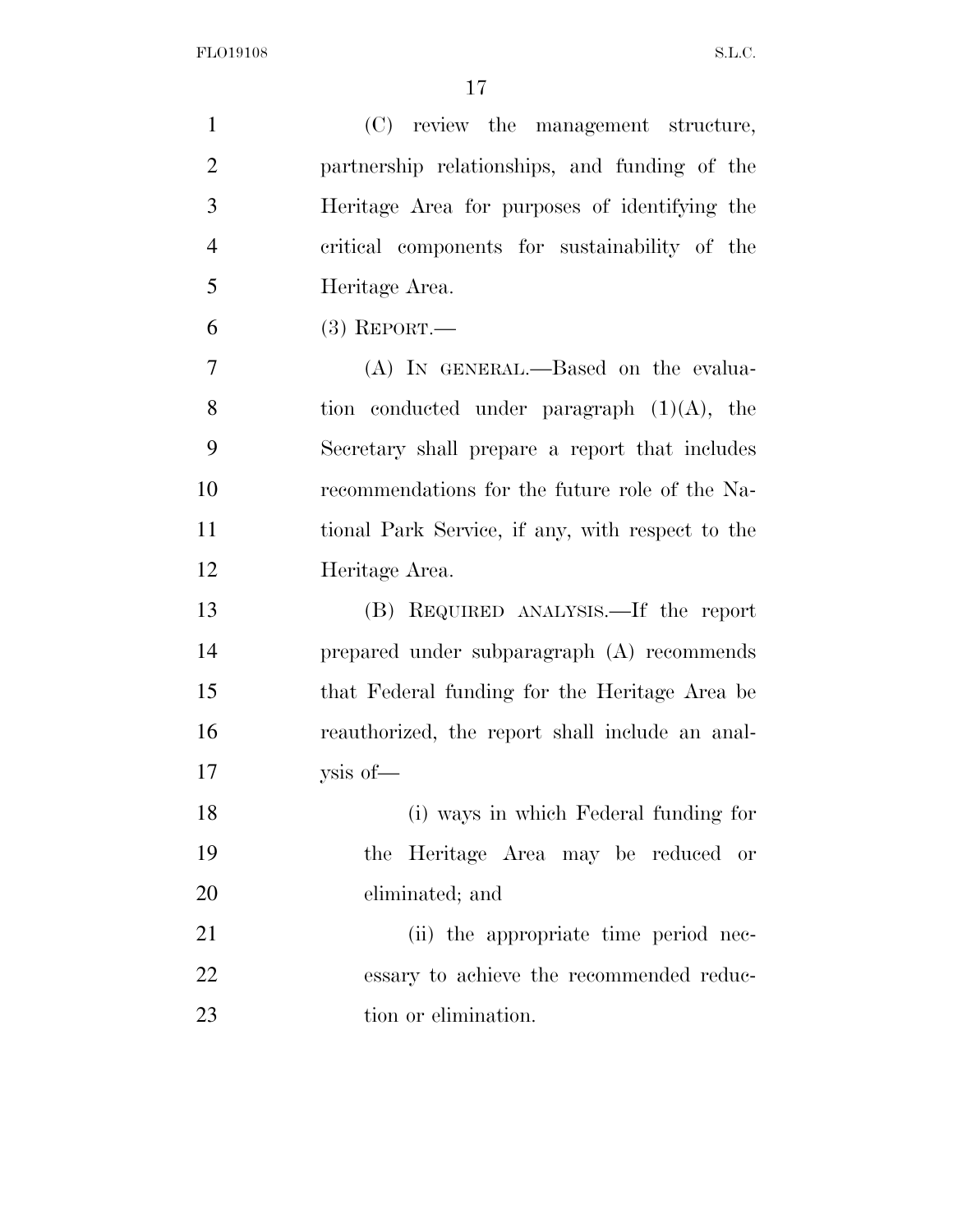(C) review the management structure, partnership relationships, and funding of the Heritage Area for purposes of identifying the critical components for sustainability of the Heritage Area.

(3) REPORT.—

(A) IN GENERAL.—Based on the evaluation conducted under paragraph (1)(A), the Secretary shall prepare a report that includes recommendations for the future role of the National Park Service, if any, with respect to the Heritage Area.

(B) REQUIRED ANALYSIS.—If the report prepared under subparagraph (A) recommends that Federal funding for the Heritage Area be reauthorized, the report shall include an analysis of—

(i) ways in which Federal funding for the Heritage Area may be reduced or eliminated; and

(ii) the appropriate time period necessary to achieve the recommended reduction or elimination.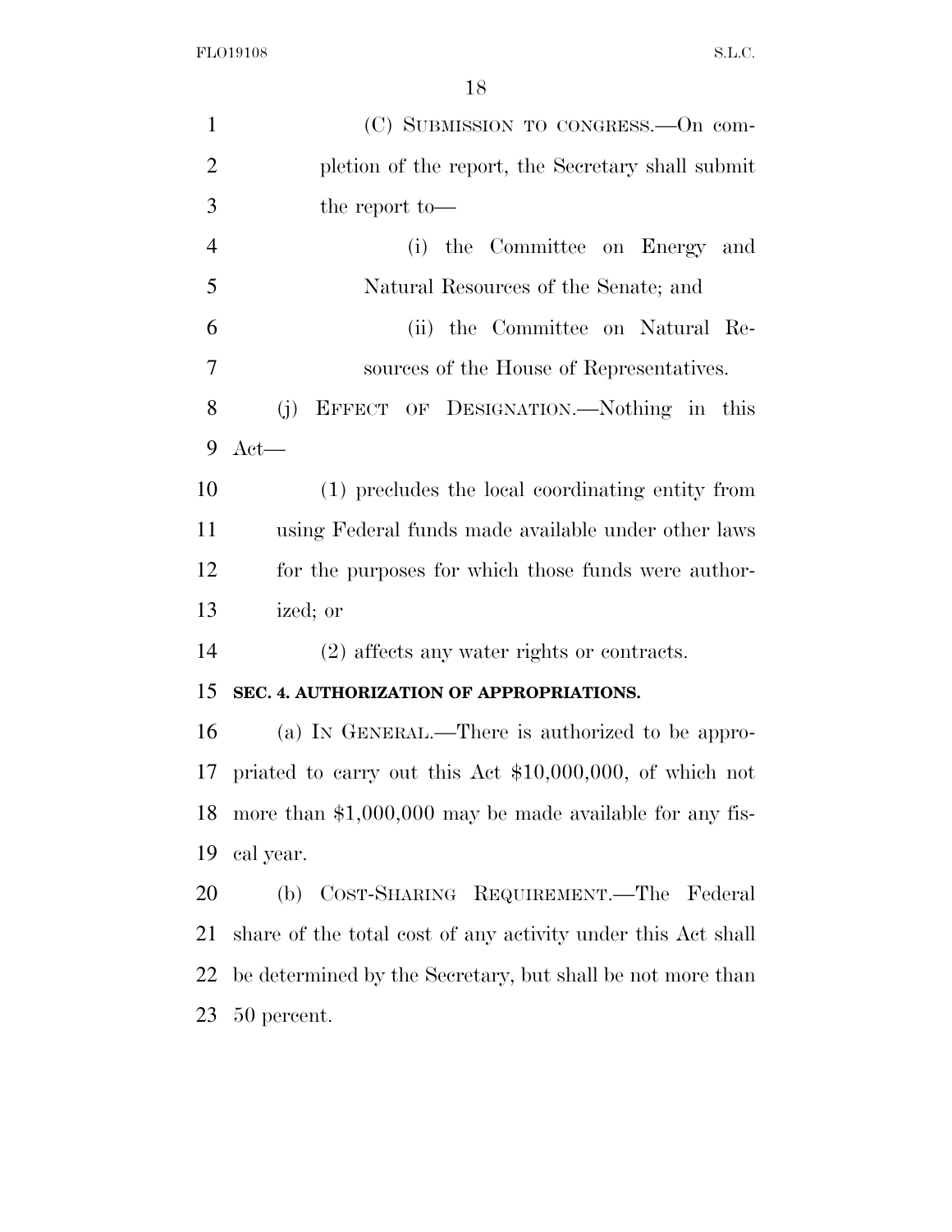(C) SUBMISSION TO CONGRESS.—On completion of the report, the Secretary shall submit the report to—

(i) the Committee on Energy and Natural Resources of the Senate; and

(ii) the Committee on Natural Resources of the House of Representatives.

(j) EFFECT OF DESIGNATION.—Nothing in this Act—

(1) precludes the local coordinating entity from using Federal funds made available under other laws for the purposes for which those funds were authorized; or

(2) affects any water rights or contracts.

**SEC. 4. AUTHORIZATION OF APPROPRIATIONS.**

(a) IN GENERAL.—There is authorized to be appropriated to carry out this Act $10,000,000, of which not more than $1,000,000 may be made available for any fiscal year.

(b) COST-SHARING REQUIREMENT.—The Federal share of the total cost of any activity under this Act shall be determined by the Secretary, but shall be not more than 50 percent.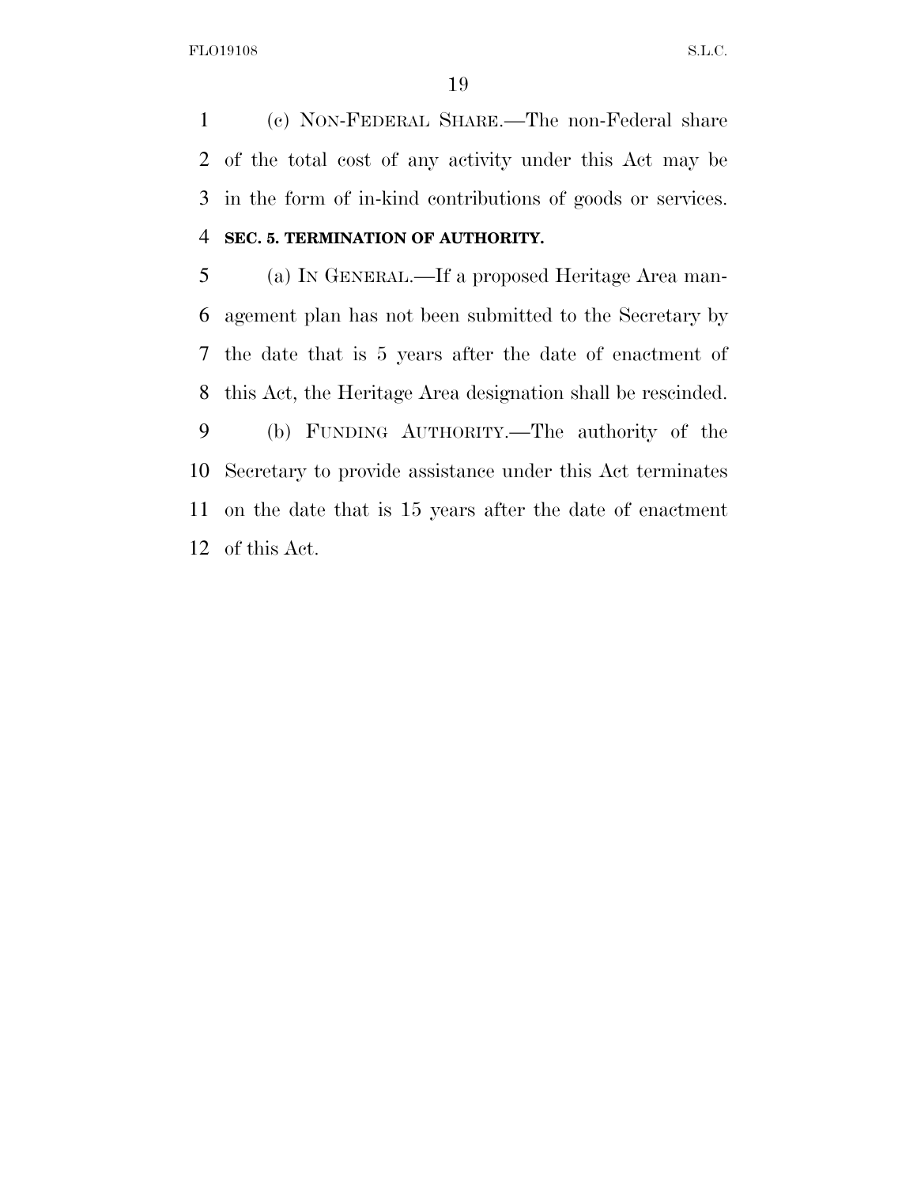(c) NON-FEDERAL SHARE.—The non-Federal share of the total cost of any activity under this Act may be in the form of in-kind contributions of goods or services.

**SEC. 5. TERMINATION OF AUTHORITY.**

(a) IN GENERAL.—If a proposed Heritage Area management plan has not been submitted to the Secretary by the date that is 5 years after the date of enactment of this Act, the Heritage Area designation shall be rescinded.

(b) FUNDING AUTHORITY.—The authority of the Secretary to provide assistance under this Act terminates on the date that is 15 years after the date of enactment of this Act.